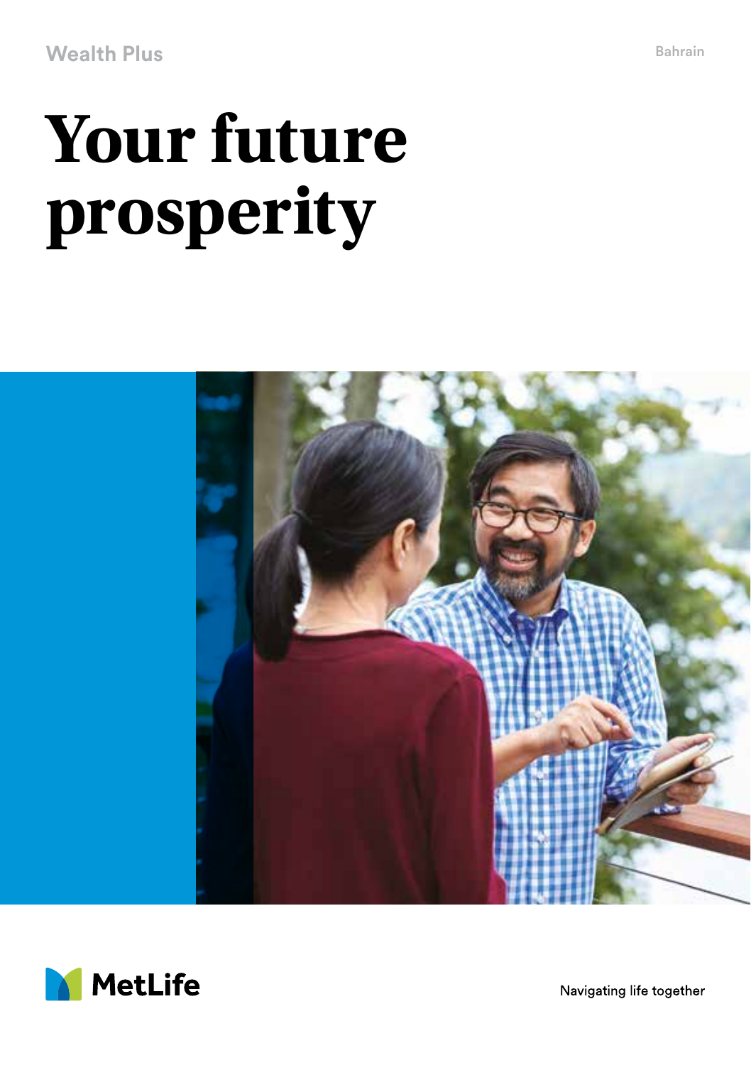Wealth Plus

Bahrain

# Your future prosperity

MetLife

Navigating life together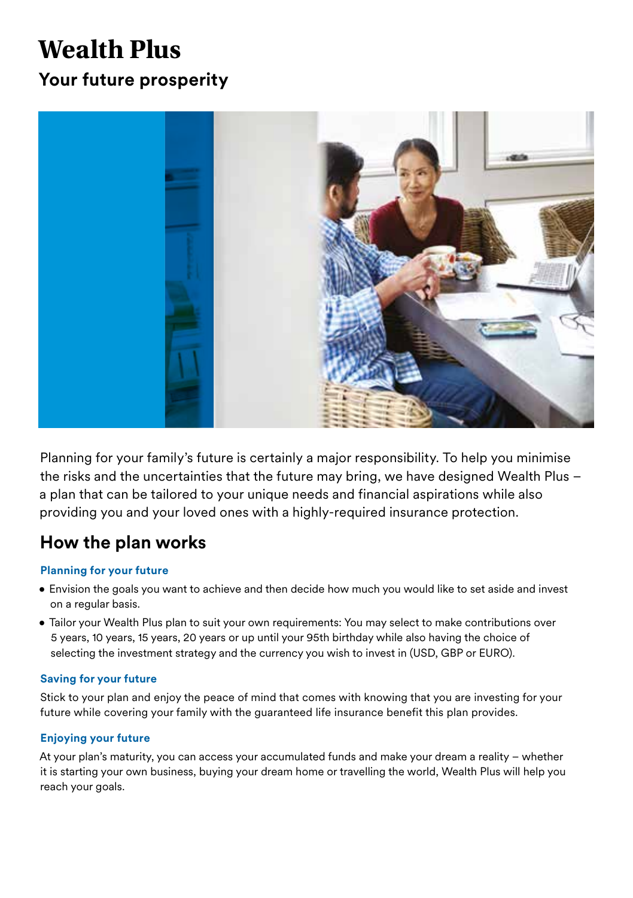# Wealth Plus

## Your future prosperity

Planning for your family's future is certainly a major responsibility. To help you minimise the risks and the uncertainties that the future may bring, we have designed Wealth Plus – a plan that can be tailored to your unique needs and financial aspirations while also providing you and your loved ones with a highly-required insurance protection.

## How the plan works

### Planning for your future

- Envision the goals you want to achieve and then decide how much you would like to set aside and invest on a regular basis.
- Tailor your Wealth Plus plan to suit your own requirements: You may select to make contributions over 5 years, 10 years, 15 years, 20 years or up until your 95th birthday while also having the choice of selecting the investment strategy and the currency you wish to invest in (USD, GBP or EURO).

### Saving for your future

Stick to your plan and enjoy the peace of mind that comes with knowing that you are investing for your future while covering your family with the guaranteed life insurance benefit this plan provides.

### Enjoying your future

At your plan's maturity, you can access your accumulated funds and make your dream a reality – whether it is starting your own business, buying your dream home or travelling the world, Wealth Plus will help you reach your goals.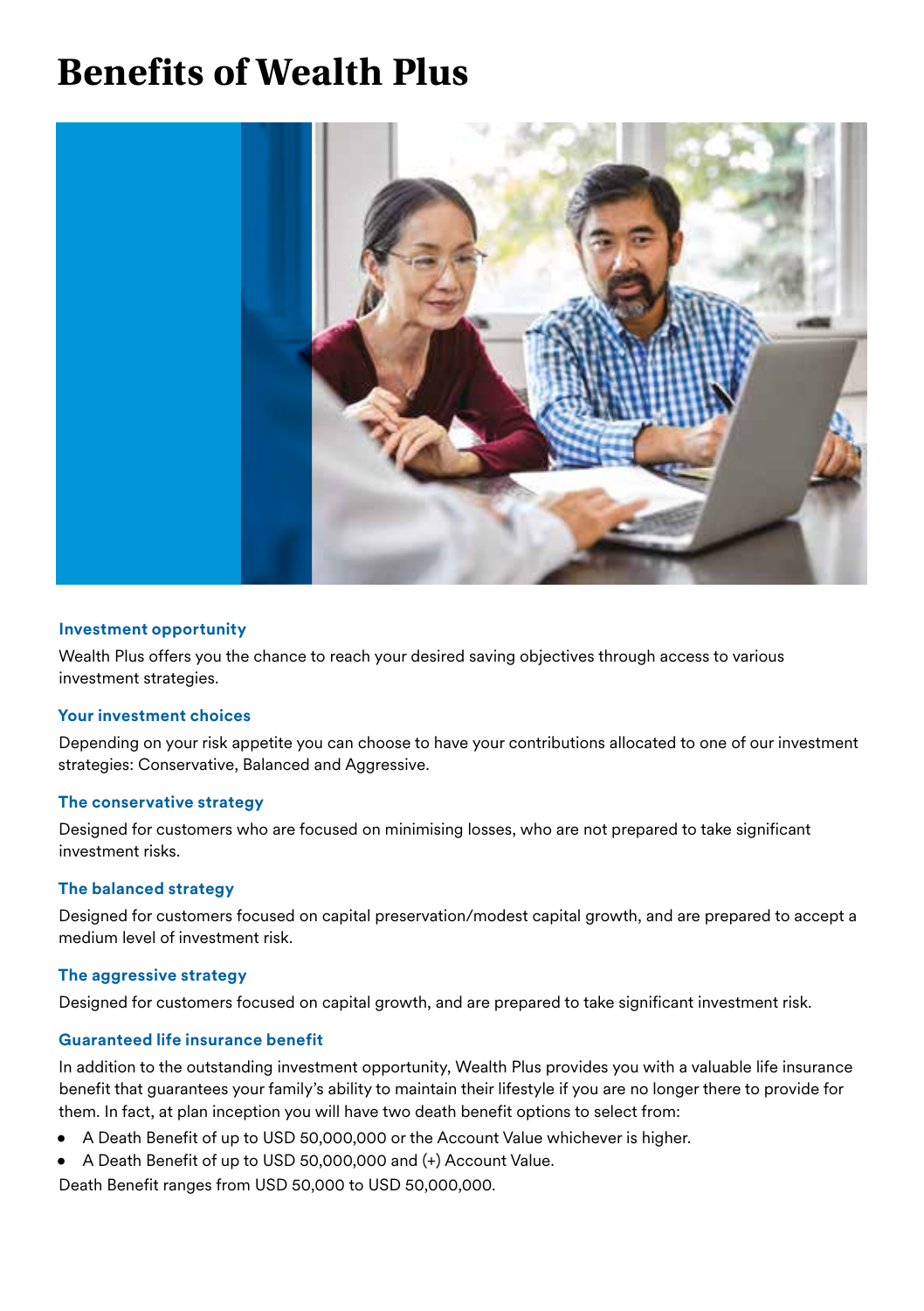# Benefits of Wealth Plus

### Investment opportunity

Wealth Plus offers you the chance to reach your desired saving objectives through access to various investment strategies.

### Your investment choices

Depending on your risk appetite you can choose to have your contributions allocated to one of our investment strategies: Conservative, Balanced and Aggressive.

### The conservative strategy

Designed for customers who are focused on minimising losses, who are not prepared to take significant investment risks.

### The balanced strategy

Designed for customers focused on capital preservation/modest capital growth, and are prepared to accept a medium level of investment risk.

### The aggressive strategy

Designed for customers focused on capital growth, and are prepared to take significant investment risk.

### Guaranteed life insurance benefit

In addition to the outstanding investment opportunity, Wealth Plus provides you with a valuable life insurance benefit that guarantees your family's ability to maintain their lifestyle if you are no longer there to provide for them. In fact, at plan inception you will have two death benefit options to select from:

- A Death Benefit of up to USD 50,000,000 or the Account Value whichever is higher.
- A Death Benefit of up to USD 50,000,000 and (+) Account Value.

Death Benefit ranges from USD 50,000 to USD 50,000,000.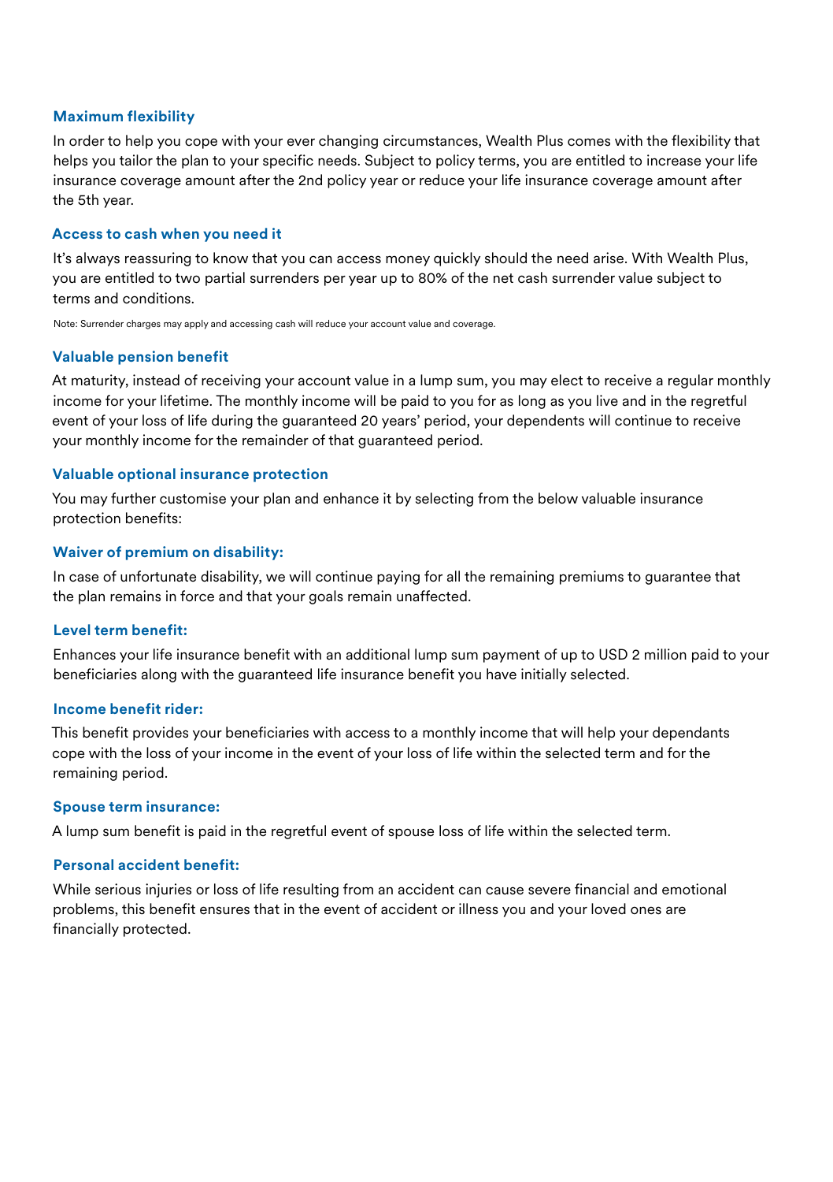### Maximum flexibility

In order to help you cope with your ever changing circumstances, Wealth Plus comes with the flexibility that helps you tailor the plan to your specific needs. Subject to policy terms, you are entitled to increase your life insurance coverage amount after the 2nd policy year or reduce your life insurance coverage amount after the 5th year.

### Access to cash when you need it

It's always reassuring to know that you can access money quickly should the need arise. With Wealth Plus, you are entitled to two partial surrenders per year up to 80% of the net cash surrender value subject to terms and conditions.

Note: Surrender charges may apply and accessing cash will reduce your account value and coverage.

### Valuable pension benefit

At maturity, instead of receiving your account value in a lump sum, you may elect to receive a regular monthly income for your lifetime. The monthly income will be paid to you for as long as you live and in the regretful event of your loss of life during the guaranteed 20 years' period, your dependents will continue to receive your monthly income for the remainder of that guaranteed period.

### Valuable optional insurance protection

You may further customise your plan and enhance it by selecting from the below valuable insurance protection benefits:

#### Waiver of premium on disability:

In case of unfortunate disability, we will continue paying for all the remaining premiums to guarantee that the plan remains in force and that your goals remain unaffected.

#### Level term benefit:

Enhances your life insurance benefit with an additional lump sum payment of up to USD 2 million paid to your beneficiaries along with the guaranteed life insurance benefit you have initially selected.

#### Income benefit rider:

This benefit provides your beneficiaries with access to a monthly income that will help your dependants cope with the loss of your income in the event of your loss of life within the selected term and for the remaining period.

#### Spouse term insurance:

A lump sum benefit is paid in the regretful event of spouse loss of life within the selected term.

#### Personal accident benefit:

While serious injuries or loss of life resulting from an accident can cause severe financial and emotional problems, this benefit ensures that in the event of accident or illness you and your loved ones are financially protected.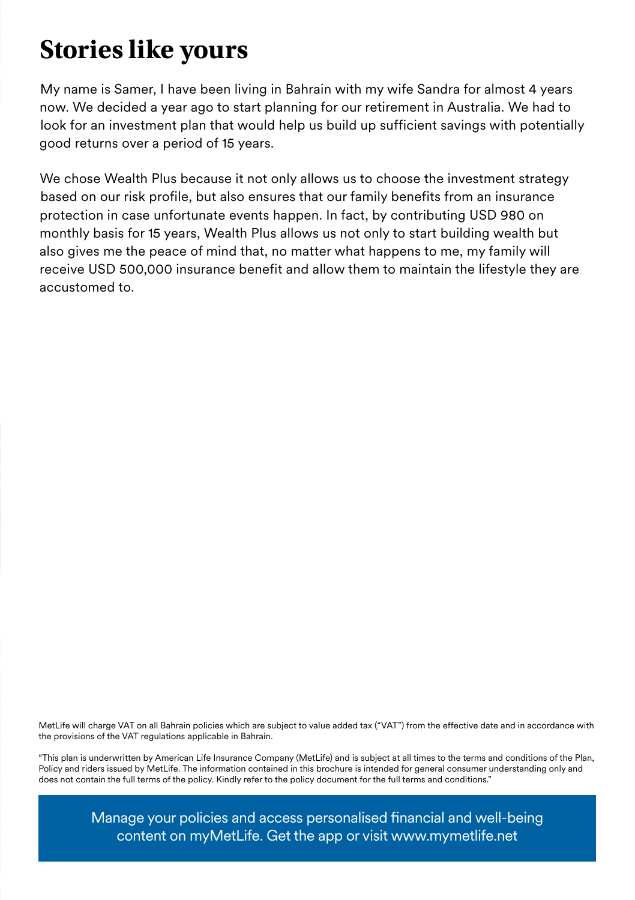# Stories like yours

My name is Samer, I have been living in Bahrain with my wife Sandra for almost 4 years now. We decided a year ago to start planning for our retirement in Australia. We had to look for an investment plan that would help us build up sufficient savings with potentially good returns over a period of 15 years.

We chose Wealth Plus because it not only allows us to choose the investment strategy based on our risk profile, but also ensures that our family benefits from an insurance protection in case unfortunate events happen. In fact, by contributing USD 980 on monthly basis for 15 years, Wealth Plus allows us not only to start building wealth but also gives me the peace of mind that, no matter what happens to me, my family will receive USD 500,000 insurance benefit and allow them to maintain the lifestyle they are accustomed to.

MetLife will charge VAT on all Bahrain policies which are subject to value added tax ("VAT") from the effective date and in accordance with the provisions of the VAT regulations applicable in Bahrain.

"This plan is underwritten by American Life Insurance Company (MetLife) and is subject at all times to the terms and conditions of the Plan, Policy and riders issued by MetLife. The information contained in this brochure is intended for general consumer understanding only and does not contain the full terms of the policy. Kindly refer to the policy document for the full terms and conditions."

Manage your policies and access personalised financial and well-being content on myMetLife. Get the app or visit www.mymetlife.net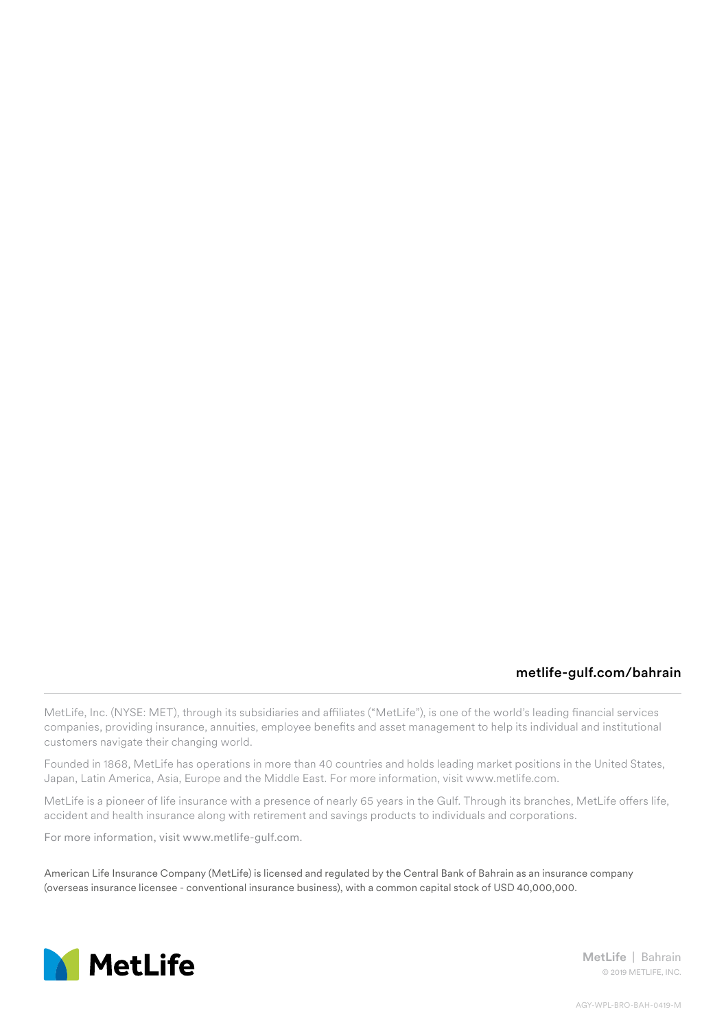metlife-gulf.com/bahrain

MetLife, Inc. (NYSE: MET), through its subsidiaries and affiliates ("MetLife"), is one of the world's leading financial services companies, providing insurance, annuities, employee benefits and asset management to help its individual and institutional customers navigate their changing world.

Founded in 1868, MetLife has operations in more than 40 countries and holds leading market positions in the United States, Japan, Latin America, Asia, Europe and the Middle East. For more information, visit www.metlife.com.

MetLife is a pioneer of life insurance with a presence of nearly 65 years in the Gulf. Through its branches, MetLife offers life, accident and health insurance along with retirement and savings products to individuals and corporations.

For more information, visit www.metlife-gulf.com.

American Life Insurance Company (MetLife) is licensed and regulated by the Central Bank of Bahrain as an insurance company (overseas insurance licensee - conventional insurance business), with a common capital stock of USD 40,000,000.

MetLife

**MetLife** | Bahrain

© 2019 METLIFE, INC.

AGY-WPL-BRO-BAH-0419-M